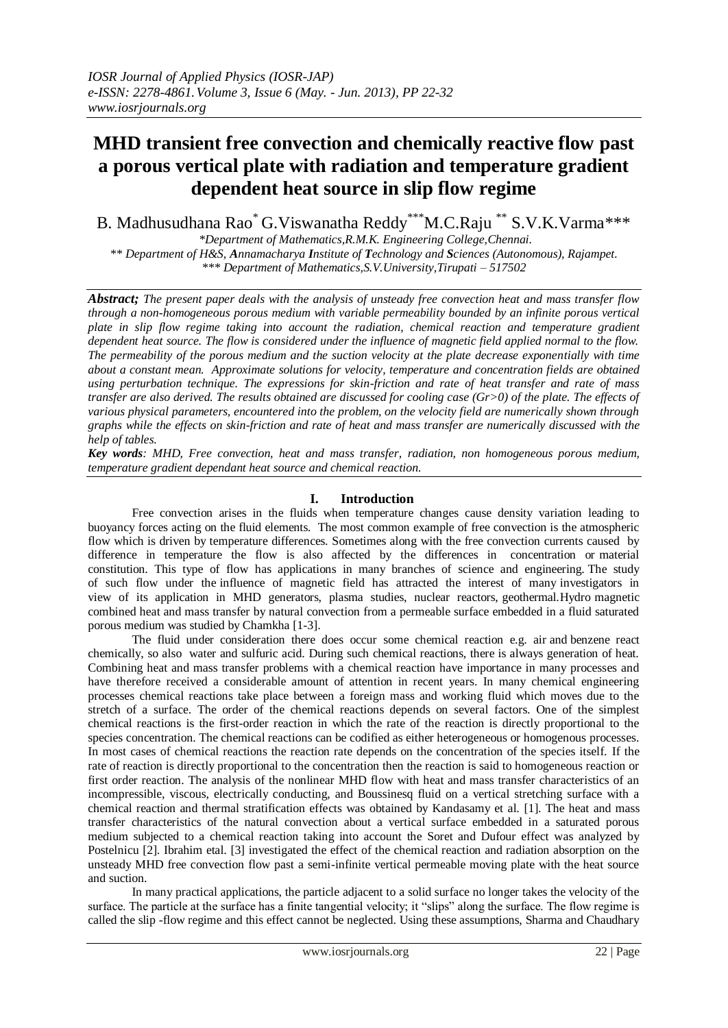# MHD transient free convection and chemically reactive flow past a porous vertical plate with radiation and temperature gradient dependent heat source in slip flow regime

B. Madhusudhana Rao[*] G.Viswanatha Reddy[***] M.C.Raju [**] S.V.K.Varma[***]

*Department of Mathematics,R.M.K. Engineering College,Chennai.*

*\*\* Department of H&S, Annamacharya Institute of Technology and Sciences (Autonomous), Rajampet.*

*\*\*\* Department of Mathematics,S.V.University,Tirupati – 517502*

***Abstract;*** *The present paper deals with the analysis of unsteady free convection heat and mass transfer flow through a non-homogeneous porous medium with variable permeability bounded by an infinite porous vertical plate in slip flow regime taking into account the radiation, chemical reaction and temperature gradient dependent heat source. The flow is considered under the influence of magnetic field applied normal to the flow. The permeability of the porous medium and the suction velocity at the plate decrease exponentially with time about a constant mean. Approximate solutions for velocity, temperature and concentration fields are obtained using perturbation technique. The expressions for skin-friction and rate of heat transfer and rate of mass transfer are also derived. The results obtained are discussed for cooling case (Gr>0) of the plate. The effects of various physical parameters, encountered into the problem, on the velocity field are numerically shown through graphs while the effects on skin-friction and rate of heat and mass transfer are numerically discussed with the help of tables.*

***Key words****: MHD, Free convection, heat and mass transfer, radiation, non homogeneous porous medium, temperature gradient dependant heat source and chemical reaction.*

## I. Introduction

Free convection arises in the fluids when temperature changes cause density variation leading to buoyancy forces acting on the fluid elements. The most common example of free convection is the atmospheric flow which is driven by temperature differences. Sometimes along with the free convection currents caused by difference in temperature the flow is also affected by the differences in concentration or material constitution. This type of flow has applications in many branches of science and engineering. The study of such flow under the influence of magnetic field has attracted the interest of many investigators in view of its application in MHD generators, plasma studies, nuclear reactors, geothermal.Hydro magnetic combined heat and mass transfer by natural convection from a permeable surface embedded in a fluid saturated porous medium was studied by Chamkha [1-3].

The fluid under consideration there does occur some chemical reaction e.g. air and benzene react chemically, so also water and sulfuric acid. During such chemical reactions, there is always generation of heat. Combining heat and mass transfer problems with a chemical reaction have importance in many processes and have therefore received a considerable amount of attention in recent years. In many chemical engineering processes chemical reactions take place between a foreign mass and working fluid which moves due to the stretch of a surface. The order of the chemical reactions depends on several factors. One of the simplest chemical reactions is the first-order reaction in which the rate of the reaction is directly proportional to the species concentration. The chemical reactions can be codified as either heterogeneous or homogenous processes. In most cases of chemical reactions the reaction rate depends on the concentration of the species itself. If the rate of reaction is directly proportional to the concentration then the reaction is said to homogeneous reaction or first order reaction. The analysis of the nonlinear MHD flow with heat and mass transfer characteristics of an incompressible, viscous, electrically conducting, and Boussinesq fluid on a vertical stretching surface with a chemical reaction and thermal stratification effects was obtained by Kandasamy et al. [1]. The heat and mass transfer characteristics of the natural convection about a vertical surface embedded in a saturated porous medium subjected to a chemical reaction taking into account the Soret and Dufour effect was analyzed by Postelnicu [2]. Ibrahim etal. [3] investigated the effect of the chemical reaction and radiation absorption on the unsteady MHD free convection flow past a semi-infinite vertical permeable moving plate with the heat source and suction.

In many practical applications, the particle adjacent to a solid surface no longer takes the velocity of the surface. The particle at the surface has a finite tangential velocity; it "slips" along the surface. The flow regime is called the slip -flow regime and this effect cannot be neglected. Using these assumptions, Sharma and Chaudhary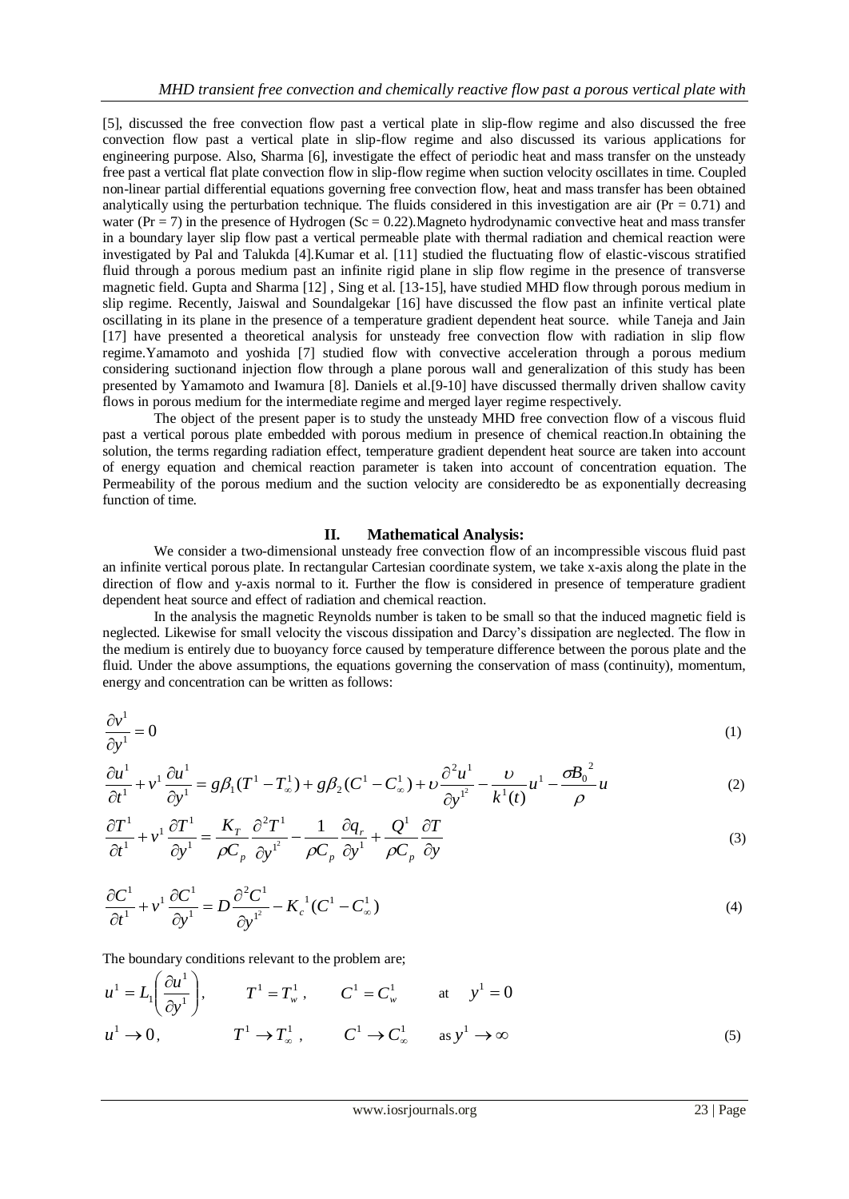[5], discussed the free convection flow past a vertical plate in slip-flow regime and also discussed the free convection flow past a vertical plate in slip-flow regime and also discussed its various applications for engineering purpose. Also, Sharma [6], investigate the effect of periodic heat and mass transfer on the unsteady free past a vertical flat plate convection flow in slip-flow regime when suction velocity oscillates in time. Coupled non-linear partial differential equations governing free convection flow, heat and mass transfer has been obtained analytically using the perturbation technique. The fluids considered in this investigation are air (Pr = 0.71) and water (Pr = 7) in the presence of Hydrogen (Sc = 0.22).Magneto hydrodynamic convective heat and mass transfer in a boundary layer slip flow past a vertical permeable plate with thermal radiation and chemical reaction were investigated by Pal and Talukda [4].Kumar et al. [11] studied the fluctuating flow of elastic-viscous stratified fluid through a porous medium past an infinite rigid plane in slip flow regime in the presence of transverse magnetic field. Gupta and Sharma [12] , Sing et al. [13-15], have studied MHD flow through porous medium in slip regime. Recently, Jaiswal and Soundalgekar [16] have discussed the flow past an infinite vertical plate oscillating in its plane in the presence of a temperature gradient dependent heat source. while Taneja and Jain [17] have presented a theoretical analysis for unsteady free convection flow with radiation in slip flow regime.Yamamoto and yoshida [7] studied flow with convective acceleration through a porous medium considering suctionand injection flow through a plane porous wall and generalization of this study has been presented by Yamamoto and Iwamura [8]. Daniels et al.[9-10] have discussed thermally driven shallow cavity flows in porous medium for the intermediate regime and merged layer regime respectively.

The object of the present paper is to study the unsteady MHD free convection flow of a viscous fluid past a vertical porous plate embedded with porous medium in presence of chemical reaction.In obtaining the solution, the terms regarding radiation effect, temperature gradient dependent heat source are taken into account of energy equation and chemical reaction parameter is taken into account of concentration equation. The Permeability of the porous medium and the suction velocity are consideredto be as exponentially decreasing function of time.

## II. Mathematical Analysis:

We consider a two-dimensional unsteady free convection flow of an incompressible viscous fluid past an infinite vertical porous plate. In rectangular Cartesian coordinate system, we take x-axis along the plate in the direction of flow and y-axis normal to it. Further the flow is considered in presence of temperature gradient dependent heat source and effect of radiation and chemical reaction.

In the analysis the magnetic Reynolds number is taken to be small so that the induced magnetic field is neglected. Likewise for small velocity the viscous dissipation and Darcy's dissipation are neglected. The flow in the medium is entirely due to buoyancy force caused by temperature difference between the porous plate and the fluid. Under the above assumptions, the equations governing the conservation of mass (continuity), momentum, energy and concentration can be written as follows:

$$\frac{\partial v^1}{\partial y^1} = 0 \tag{1}$$

$$\frac{\partial u^1}{\partial t^1} + v^1 \frac{\partial u^1}{\partial y^1} = g\beta_1 (T^1 - T^1_\infty) + g\beta_2 (C^1 - C^1_\infty) + \upsilon \frac{\partial^2 u^1}{\partial y^{1^2}} - \frac{\upsilon}{k^1(t)} u^1 - \frac{\sigma B_0{}^2}{\rho} u \tag{2}$$

$$\frac{\partial T^1}{\partial t^1} + v^1 \frac{\partial T^1}{\partial y^1} = \frac{K_T}{\rho C_p} \frac{\partial^2 T^1}{\partial y^{1^2}} - \frac{1}{\rho C_p} \frac{\partial q_r}{\partial y^1} + \frac{Q^1}{\rho C_p} \frac{\partial T}{\partial y} \tag{3}$$

$$\frac{\partial C^1}{\partial t^1} + v^1 \frac{\partial C^1}{\partial y^1} = D \frac{\partial^2 C^1}{\partial y^{1^2}} - K_c{}^1 (C^1 - C^1_\infty) \tag{4}$$

The boundary conditions relevant to the problem are;

$$u^1 = L_1 \left( \frac{\partial u^1}{\partial y^1} \right), \qquad T^1 = T^1_w, \qquad C^1 = C^1_w \qquad \text{at} \quad y^1 = 0$$

$$u^1 \to 0, \qquad T^1 \to T^1_\infty, \qquad C^1 \to C^1_\infty \qquad \text{as } y^1 \to \infty \tag{5}$$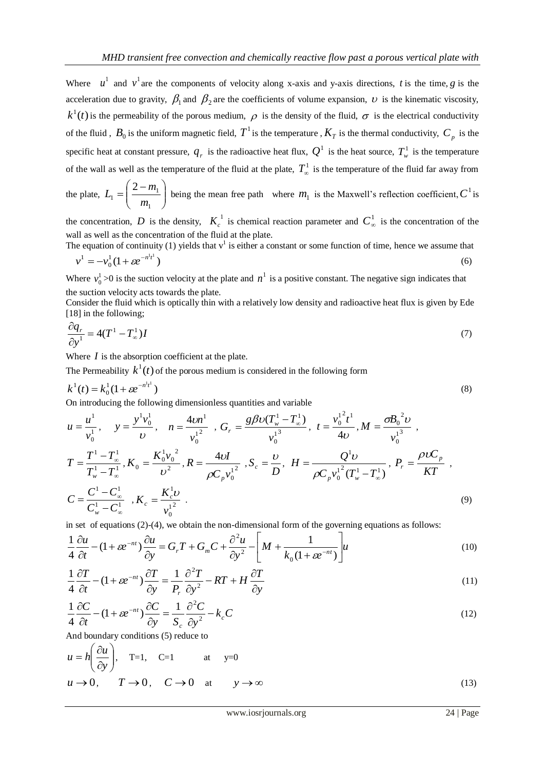Where $u^1$ and $v^1$ are the components of velocity along x-axis and y-axis directions, $t$ is the time, $g$ is the acceleration due to gravity, $\beta_1$ and $\beta_2$ are the coefficients of volume expansion, $\upsilon$ is the kinematic viscosity, $k^1(t)$ is the permeability of the porous medium, $\rho$ is the density of the fluid, $\sigma$ is the electrical conductivity of the fluid , $B_0$ is the uniform magnetic field, $T^1$ is the temperature , $K_T$ is the thermal conductivity, $C_p$ is the specific heat at constant pressure, $q_r$ is the radioactive heat flux, $Q^1$ is the heat source, $T_w^1$ is the temperature of the wall as well as the temperature of the fluid at the plate, $T_\infty^1$ is the temperature of the fluid far away from the plate, $L_1 = \left(\frac{2-m_1}{m_1}\right)$ being the mean free path where $m_1$ is the Maxwell's reflection coefficient, $C^1$ is the concentration, $D$ is the density, $K_c^{\ 1}$ is chemical reaction parameter and $C_\infty^1$ is the concentration of the wall as well as the concentration of the fluid at the plate.

The equation of continuity (1) yields that $v^1$ is either a constant or some function of time, hence we assume that

$$v^1 = -v_0^1(1+\varepsilon e^{-n^1 t^1}) \tag{6}$$

Where $v_0^1 > 0$ is the suction velocity at the plate and $n^1$ is a positive constant. The negative sign indicates that the suction velocity acts towards the plate.

Consider the fluid which is optically thin with a relatively low density and radioactive heat flux is given by Ede [18] in the following;

$$\frac{\partial q_r}{\partial y^1} = 4(T^1 - T_\infty^1)I \tag{7}$$

Where $I$ is the absorption coefficient at the plate.

The Permeability $k^1(t)$ of the porous medium is considered in the following form

$$k^1(t) = k_0^1(1+\varepsilon e^{-n^1 t^1}) \tag{8}$$

On introducing the following dimensionless quantities and variable

$$u = \frac{u^1}{v_0^1}, \quad y = \frac{y^1 v_0^1}{\upsilon}, \quad n = \frac{4\upsilon n^1}{{v_0^1}^2}, \; G_r = \frac{g\beta\upsilon(T_w^1 - T_\infty^1)}{{v_0^1}^3}, \; t = \frac{{v_0^1}^2 t^1}{4\upsilon}, M = \frac{\sigma {B_0}^2 \upsilon}{{v_0^1}^3},$$

$$T = \frac{T^1 - T_\infty^1}{T_w^1 - T_\infty^1}, K_0 = \frac{K_0^1 {v_0}^2}{\upsilon^2}, R = \frac{4\upsilon I}{\rho C_p {v_0^1}^2}, S_c = \frac{\upsilon}{D}, \; H = \frac{Q^1 \upsilon}{\rho C_p {v_0^1}^2 (T_w^1 - T_\infty^1)}, \; P_r = \frac{\rho \upsilon C_p}{KT},$$

$$C = \frac{C^1 - C_\infty^1}{C_w^1 - C_\infty^1}, K_c = \frac{K_c^1 \upsilon}{{v_0^1}^2}. \tag{9}$$

in set of equations (2)-(4), we obtain the non-dimensional form of the governing equations as follows:

$$\frac{1}{4}\frac{\partial u}{\partial t} - (1+\varepsilon e^{-nt})\frac{\partial u}{\partial y} = G_r T + G_m C + \frac{\partial^2 u}{\partial y^2} - \left[M + \frac{1}{k_0(1+\varepsilon e^{-nt})}\right]u \tag{10}$$

$$\frac{1}{4}\frac{\partial T}{\partial t} - (1+\varepsilon e^{-nt})\frac{\partial T}{\partial y} = \frac{1}{P_r}\frac{\partial^2 T}{\partial y^2} - RT + H\frac{\partial T}{\partial y} \tag{11}$$

$$\frac{1}{4}\frac{\partial C}{\partial t} - (1+\varepsilon e^{-nt})\frac{\partial C}{\partial y} = \frac{1}{S_c}\frac{\partial^2 C}{\partial y^2} - k_c C \tag{12}$$

And boundary conditions (5) reduce to

$$u = h\left(\frac{\partial u}{\partial y}\right), \quad T=1, \quad C=1 \quad \text{at} \quad y=0$$

$$u \to 0, \quad T \to 0, \quad C \to 0 \quad \text{at} \quad y \to \infty \tag{13}$$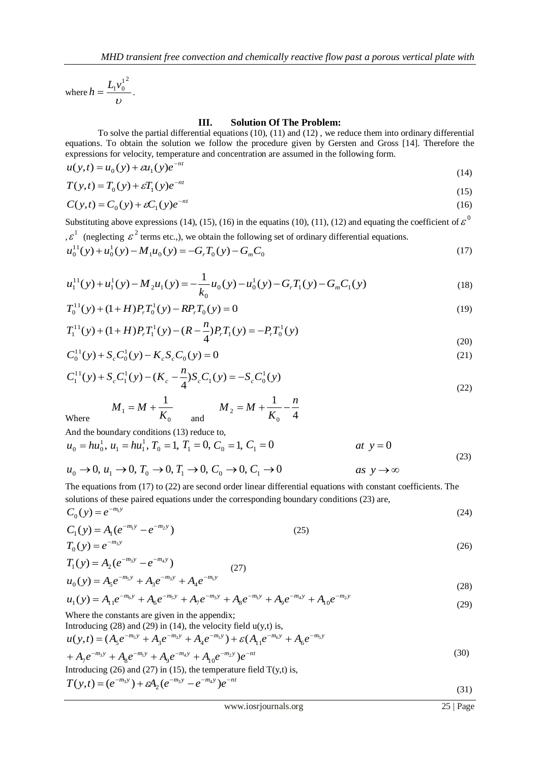where $h = \frac{L_1 {v_0^1}^2}{\upsilon}$.

## III. Solution Of The Problem:

To solve the partial differential equations (10), (11) and (12) , we reduce them into ordinary differential equations. To obtain the solution we follow the procedure given by Gersten and Gross [14]. Therefore the expressions for velocity, temperature and concentration are assumed in the following form.

$$u(y,t) = u_0(y) + \varepsilon u_1(y) e^{-nt} \tag{14}$$

$$T(y,t) = T_0(y) + \varepsilon T_1(y) e^{-nt} \tag{15}$$

$$C(y,t) = C_0(y) + \varepsilon C_1(y) e^{-nt} \tag{16}$$

Substituting above expressions (14), (15), (16) in the equatins (10), (11), (12) and equating the coefficient of $\varepsilon^0$, $\varepsilon^1$ (neglecting $\varepsilon^2$ terms etc.,), we obtain the following set of ordinary differential equations.

$$u_0^{11}(y) + u_0^1(y) - M_1 u_0(y) = -G_r T_0(y) - G_m C_0 \tag{17}$$

$$u_1^{11}(y) + u_1^1(y) - M_2 u_1(y) = -\frac{1}{k_0} u_0(y) - u_0^1(y) - G_r T_1(y) - G_m C_1(y) \tag{18}$$

$$T_0^{11}(y) + (1+H) P_r T_0^1(y) - R P_r T_0(y) = 0 \tag{19}$$

$$T_1^{11}(y) + (1+H) P_r T_1^1(y) - (R - \frac{n}{4}) P_r T_1(y) = -P_r T_0^1(y) \tag{20}$$

$$C_0^{11}(y) + S_c C_0^1(y) - K_c S_c C_0(y) = 0 \tag{21}$$

$$C_1^{11}(y) + S_c C_1^1(y) - (K_c - \frac{n}{4}) S_c C_1(y) = -S_c C_0^1(y) \tag{22}$$

Where $M_1 = M + \frac{1}{K_0}$ and $M_2 = M + \frac{1}{K_0} - \frac{n}{4}$

And the boundary conditions (13) reduce to,

$$u_0 = h u_0^1,\ u_1 = h u_1^1,\ T_0 = 1,\ T_1 = 0,\ C_0 = 1,\ C_1 = 0 \qquad at\ y = 0$$

$$u_0 \to 0,\ u_1 \to 0,\ T_0 \to 0,\ T_1 \to 0,\ C_0 \to 0,\ C_1 \to 0 \qquad as\ y \to \infty \tag{23}$$

The equations from (17) to (22) are second order linear differential equations with constant coefficients. The solutions of these paired equations under the corresponding boundary conditions (23) are,

$$C_0(y) = e^{-m_1 y} \tag{24}$$

$$C_1(y) = A_1 (e^{-m_1 y} - e^{-m_2 y}) \tag{25}$$

$$T_0(y) = e^{-m_3 y} \tag{26}$$

$$T_1(y) = A_2 (e^{-m_3 y} - e^{-m_4 y}) \tag{27}$$

$$u_0(y) = A_5 e^{-m_5 y} + A_3 e^{-m_3 y} + A_4 e^{-m_1 y} \tag{28}$$

$$u_1(y) = A_{11} e^{-m_6 y} + A_6 e^{-m_5 y} + A_7 e^{-m_3 y} + A_8 e^{-m_1 y} + A_9 e^{-m_4 y} + A_{10} e^{-m_2 y} \tag{29}$$

Where the constants are given in the appendix;

Introducing (28) and (29) in (14), the velocity field u(y,t) is,

$$u(y,t) = (A_5 e^{-m_5 y} + A_3 e^{-m_3 y} + A_4 e^{-m_1 y}) + \varepsilon (A_{11} e^{-m_6 y} + A_6 e^{-m_5 y} + A_7 e^{-m_3 y} + A_8 e^{-m_1 y} + A_9 e^{-m_4 y} + A_{10} e^{-m_2 y}) e^{-nt} \tag{30}$$

Introducing (26) and (27) in (15), the temperature field T(y,t) is,

$$T(y,t) = (e^{-m_3 y}) + \varepsilon A_2 (e^{-m_3 y} - e^{-m_4 y}) e^{-nt} \tag{31}$$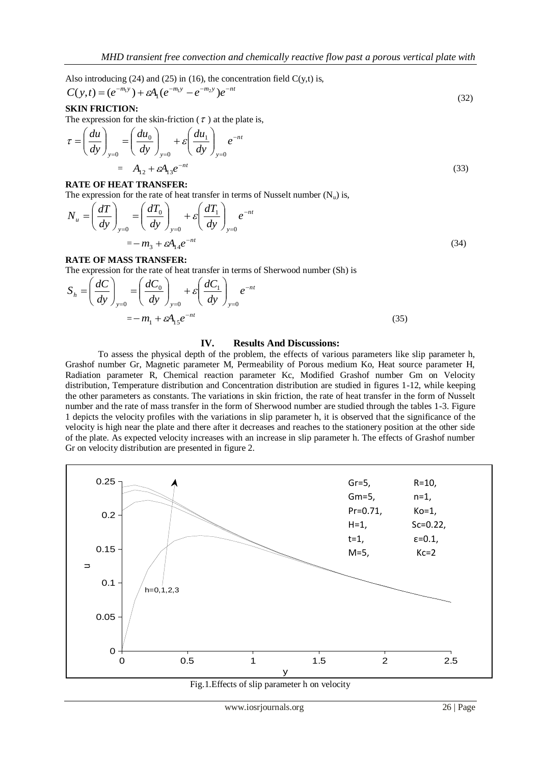Also introducing (24) and (25) in (16), the concentration field C(y,t) is,

$$C(y,t) = (e^{-m_1 y}) + \varepsilon A_1 (e^{-m_1 y} - e^{-m_2 y}) e^{-nt} \tag{32}$$

**SKIN FRICTION:**

The expression for the skin-friction ($\tau$) at the plate is,

$$\tau = \left(\frac{du}{dy}\right)_{y=0} = \left(\frac{du_0}{dy}\right)_{y=0} + \varepsilon \left(\frac{du_1}{dy}\right)_{y=0} e^{-nt}$$

$$= A_{12} + \varepsilon A_{13} e^{-nt} \tag{33}$$

**RATE OF HEAT TRANSFER:**

The expression for the rate of heat transfer in terms of Nusselt number ($N_u$) is,

$$N_u = \left(\frac{dT}{dy}\right)_{y=0} = \left(\frac{dT_0}{dy}\right)_{y=0} + \varepsilon \left(\frac{dT_1}{dy}\right)_{y=0} e^{-nt}$$

$$= -m_3 + \varepsilon A_{14} e^{-nt} \tag{34}$$

**RATE OF MASS TRANSFER:**

The expression for the rate of heat transfer in terms of Sherwood number (Sh) is

$$S_h = \left(\frac{dC}{dy}\right)_{y=0} = \left(\frac{dC_0}{dy}\right)_{y=0} + \varepsilon \left(\frac{dC_1}{dy}\right)_{y=0} e^{-nt}$$

$$= -m_1 + \varepsilon A_{15} e^{-nt} \tag{35}$$

## IV. Results And Discussions:

To assess the physical depth of the problem, the effects of various parameters like slip parameter h, Grashof number Gr, Magnetic parameter M, Permeability of Porous medium Ko, Heat source parameter H, Radiation parameter R, Chemical reaction parameter Kc, Modified Grashof number Gm on Velocity distribution, Temperature distribution and Concentration distribution are studied in figures 1-12, while keeping the other parameters as constants. The variations in skin friction, the rate of heat transfer in the form of Nusselt number and the rate of mass transfer in the form of Sherwood number are studied through the tables 1-3. Figure 1 depicts the velocity profiles with the variations in slip parameter h, it is observed that the significance of the velocity is high near the plate and there after it decreases and reaches to the stationery position at the other side of the plate. As expected velocity increases with an increase in slip parameter h. The effects of Grashof number Gr on velocity distribution are presented in figure 2.

Fig.1.Effects of slip parameter h on velocity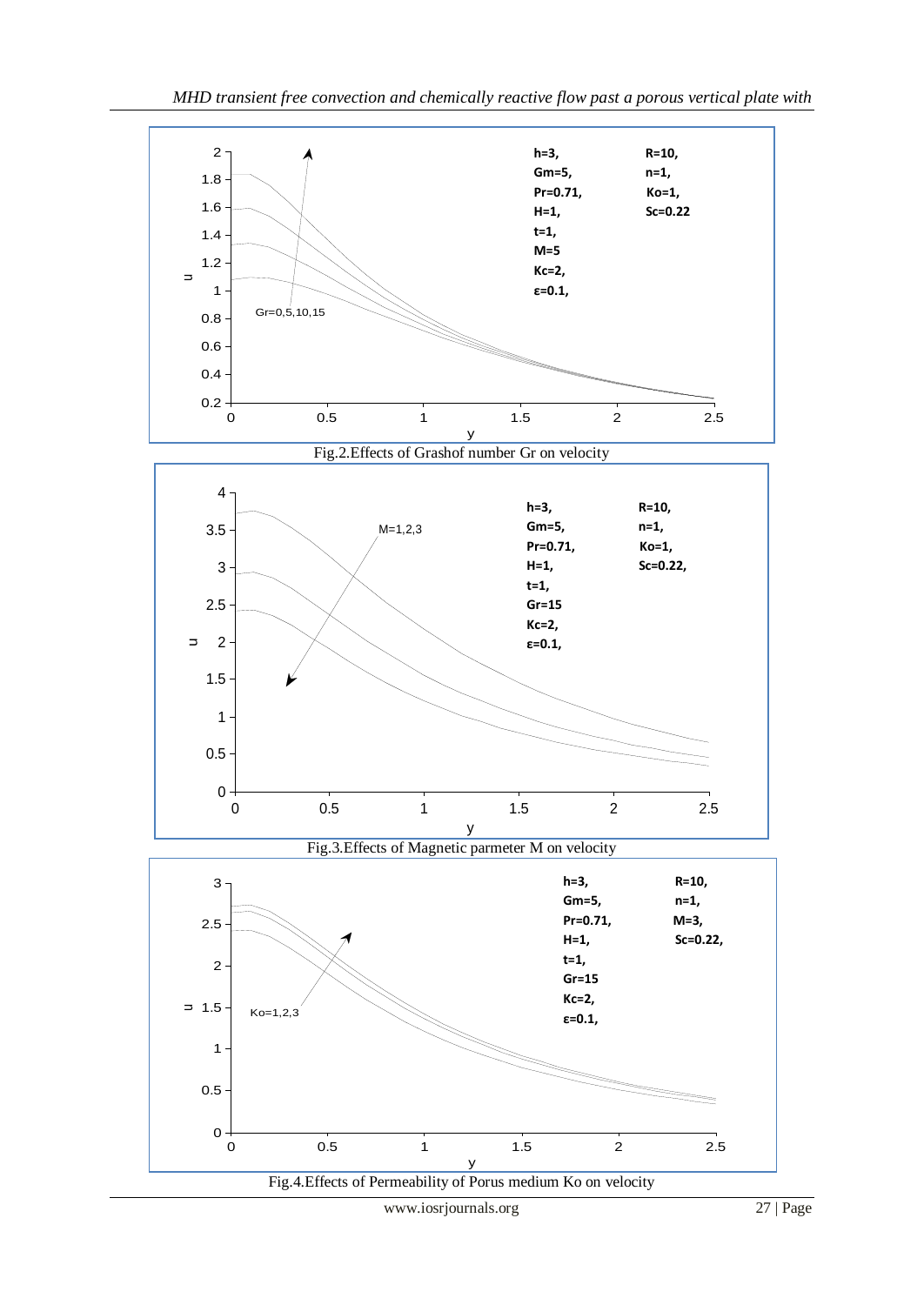Fig.2.Effects of Grashof number Gr on velocity

Fig.3.Effects of Magnetic parmeter M on velocity

Fig.4.Effects of Permeability of Porus medium Ko on velocity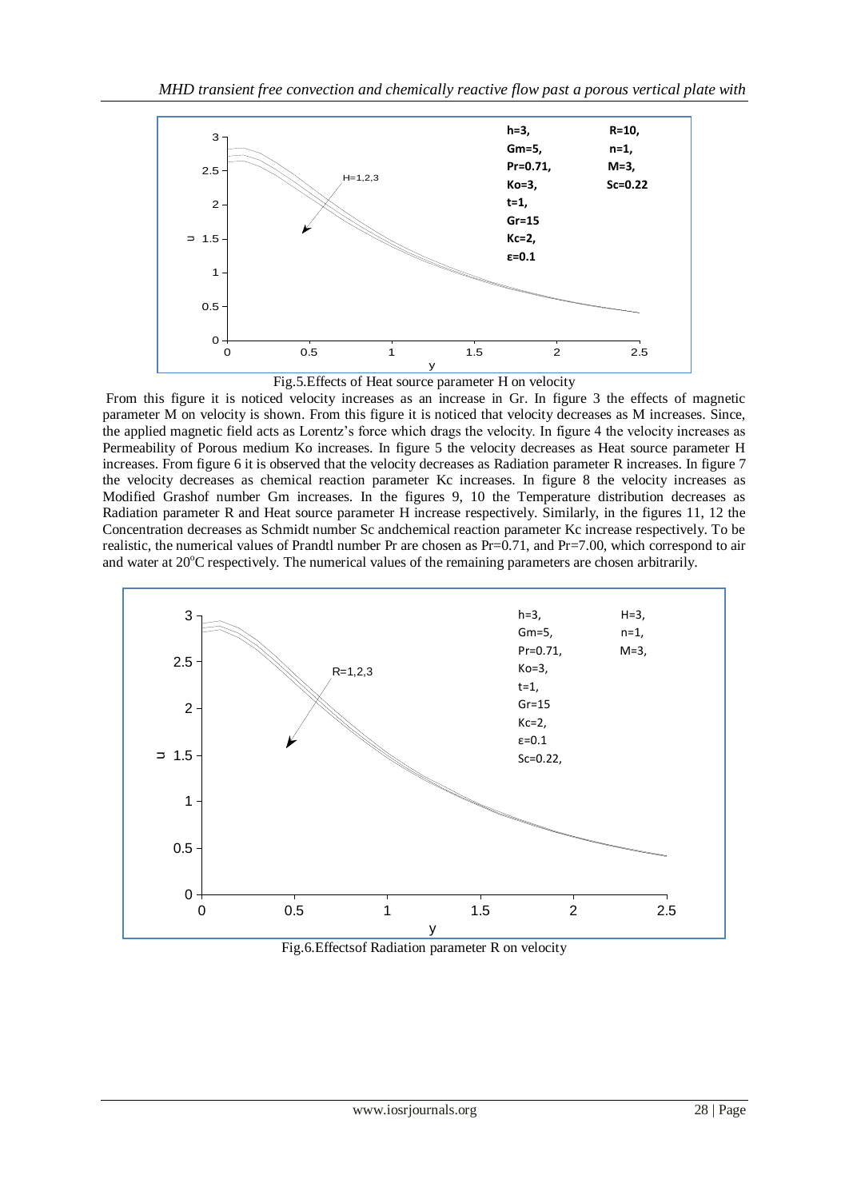Fig.5.Effects of Heat source parameter H on velocity

From this figure it is noticed velocity increases as an increase in Gr. In figure 3 the effects of magnetic parameter M on velocity is shown. From this figure it is noticed that velocity decreases as M increases. Since, the applied magnetic field acts as Lorentz's force which drags the velocity. In figure 4 the velocity increases as Permeability of Porous medium Ko increases. In figure 5 the velocity decreases as Heat source parameter H increases. From figure 6 it is observed that the velocity decreases as Radiation parameter R increases. In figure 7 the velocity decreases as chemical reaction parameter Kc increases. In figure 8 the velocity increases as Modified Grashof number Gm increases. In the figures 9, 10 the Temperature distribution decreases as Radiation parameter R and Heat source parameter H increase respectively. Similarly, in the figures 11, 12 the Concentration decreases as Schmidt number Sc andchemical reaction parameter Kc increase respectively. To be realistic, the numerical values of Prandtl number Pr are chosen as Pr=0.71, and Pr=7.00, which correspond to air and water at 20$^{o}$C respectively. The numerical values of the remaining parameters are chosen arbitrarily.

Fig.6.Effectsof Radiation parameter R on velocity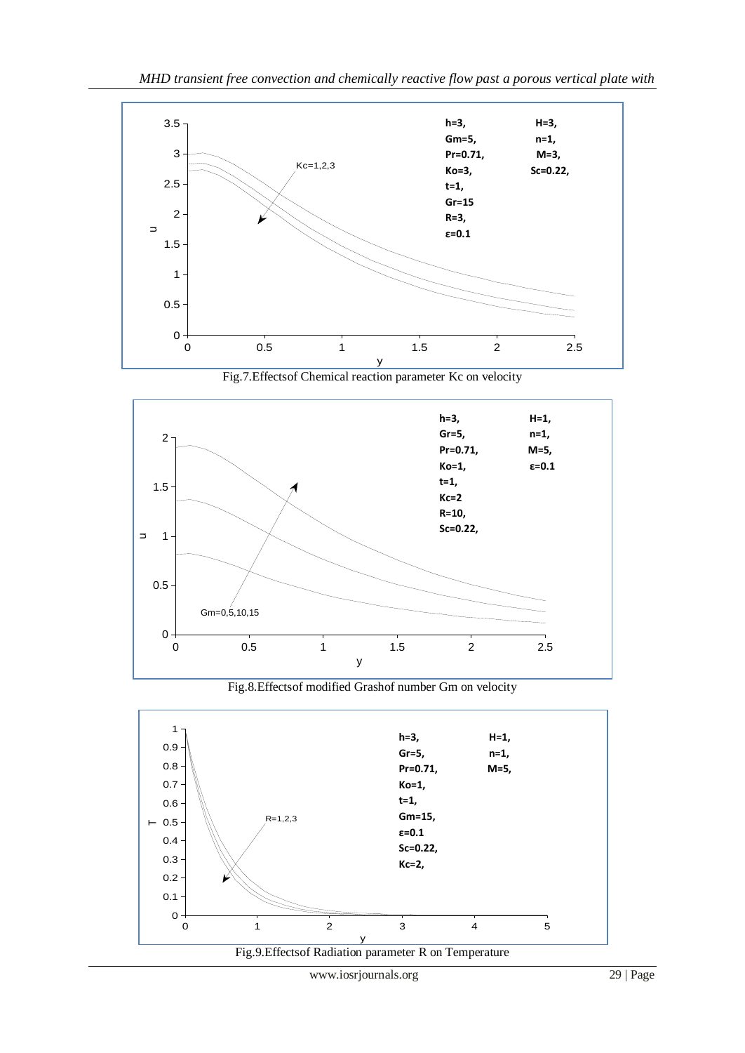Fig.7.Effectsof Chemical reaction parameter Kc on velocity

Fig.8.Effectsof modified Grashof number Gm on velocity

Fig.9.Effectsof Radiation parameter R on Temperature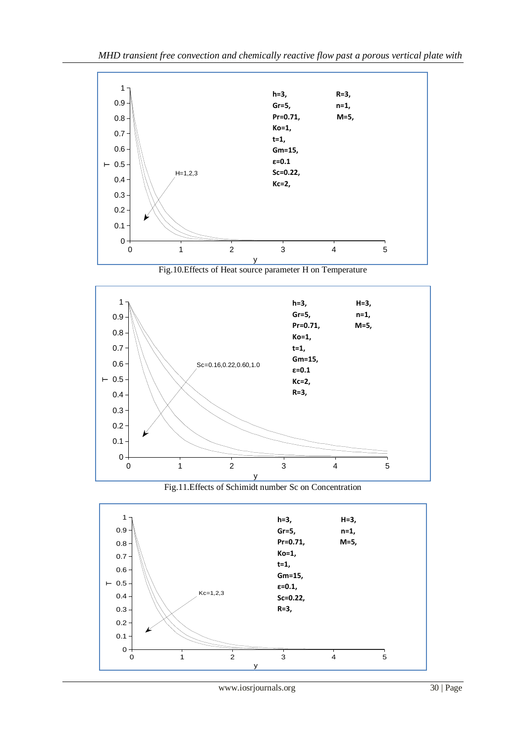Fig.10.Effects of Heat source parameter H on Temperature

Fig.11.Effects of Schimidt number Sc on Concentration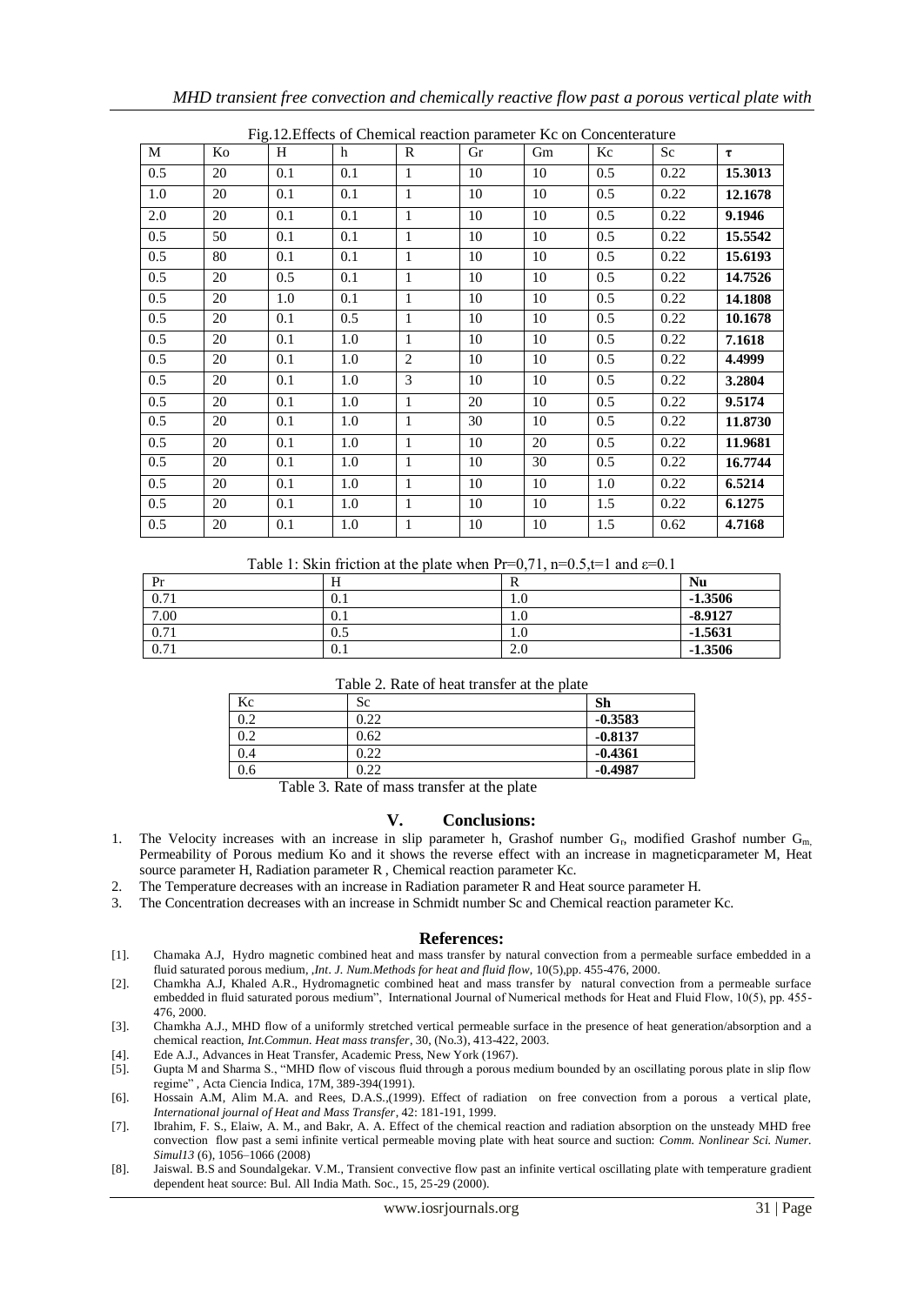Fig.12.Effects of Chemical reaction parameter Kc on Concenterature

| M | Ko | H | h | R | Gr | Gm | Kc | Sc | τ |
|---|---|---|---|---|---|---|---|---|---|
| 0.5 | 20 | 0.1 | 0.1 | 1 | 10 | 10 | 0.5 | 0.22 | **15.3013** |
| 1.0 | 20 | 0.1 | 0.1 | 1 | 10 | 10 | 0.5 | 0.22 | **12.1678** |
| 2.0 | 20 | 0.1 | 0.1 | 1 | 10 | 10 | 0.5 | 0.22 | **9.1946** |
| 0.5 | 50 | 0.1 | 0.1 | 1 | 10 | 10 | 0.5 | 0.22 | **15.5542** |
| 0.5 | 80 | 0.1 | 0.1 | 1 | 10 | 10 | 0.5 | 0.22 | **15.6193** |
| 0.5 | 20 | 0.5 | 0.1 | 1 | 10 | 10 | 0.5 | 0.22 | **14.7526** |
| 0.5 | 20 | 1.0 | 0.1 | 1 | 10 | 10 | 0.5 | 0.22 | **14.1808** |
| 0.5 | 20 | 0.1 | 0.5 | 1 | 10 | 10 | 0.5 | 0.22 | **10.1678** |
| 0.5 | 20 | 0.1 | 1.0 | 1 | 10 | 10 | 0.5 | 0.22 | **7.1618** |
| 0.5 | 20 | 0.1 | 1.0 | 2 | 10 | 10 | 0.5 | 0.22 | **4.4999** |
| 0.5 | 20 | 0.1 | 1.0 | 3 | 10 | 10 | 0.5 | 0.22 | **3.2804** |
| 0.5 | 20 | 0.1 | 1.0 | 1 | 20 | 10 | 0.5 | 0.22 | **9.5174** |
| 0.5 | 20 | 0.1 | 1.0 | 1 | 30 | 10 | 0.5 | 0.22 | **11.8730** |
| 0.5 | 20 | 0.1 | 1.0 | 1 | 10 | 20 | 0.5 | 0.22 | **11.9681** |
| 0.5 | 20 | 0.1 | 1.0 | 1 | 10 | 30 | 0.5 | 0.22 | **16.7744** |
| 0.5 | 20 | 0.1 | 1.0 | 1 | 10 | 10 | 1.0 | 0.22 | **6.5214** |
| 0.5 | 20 | 0.1 | 1.0 | 1 | 10 | 10 | 1.5 | 0.22 | **6.1275** |
| 0.5 | 20 | 0.1 | 1.0 | 1 | 10 | 10 | 1.5 | 0.62 | **4.7168** |

Table 1: Skin friction at the plate when Pr=0,71, n=0.5,t=1 and ε=0.1

| Pr | H | R | Nu |
|---|---|---|---|
| 0.71 | 0.1 | 1.0 | **-1.3506** |
| 7.00 | 0.1 | 1.0 | **-8.9127** |
| 0.71 | 0.5 | 1.0 | **-1.5631** |
| 0.71 | 0.1 | 2.0 | **-1.3506** |

Table 2. Rate of heat transfer at the plate

| Kc | Sc | Sh |
|---|---|---|
| 0.2 | 0.22 | **-0.3583** |
| 0.2 | 0.62 | **-0.8137** |
| 0.4 | 0.22 | **-0.4361** |
| 0.6 | 0.22 | **-0.4987** |

Table 3. Rate of mass transfer at the plate

## V. Conclusions:

1. The Velocity increases with an increase in slip parameter h, Grashof number $G_r$, modified Grashof number $G_m$, Permeability of Porous medium Ko and it shows the reverse effect with an increase in magneticparameter M, Heat source parameter H, Radiation parameter R , Chemical reaction parameter Kc.
2. The Temperature decreases with an increase in Radiation parameter R and Heat source parameter H.
3. The Concentration decreases with an increase in Schmidt number Sc and Chemical reaction parameter Kc.

## References:

[1]. Chamaka A.J, Hydro magnetic combined heat and mass transfer by natural convection from a permeable surface embedded in a fluid saturated porous medium, ,*Int. J. Num.Methods for heat and fluid flow*, 10(5),pp. 455-476, 2000.

[2]. Chamkha A.J, Khaled A.R., Hydromagnetic combined heat and mass transfer by natural convection from a permeable surface embedded in fluid saturated porous medium", International Journal of Numerical methods for Heat and Fluid Flow, 10(5), pp. 455-476, 2000.

[3]. Chamkha A.J., MHD flow of a uniformly stretched vertical permeable surface in the presence of heat generation/absorption and a chemical reaction, *Int.Commun. Heat mass transfer*, 30, (No.3), 413-422, 2003.

[4]. Ede A.J., Advances in Heat Transfer, Academic Press, New York (1967).

[5]. Gupta M and Sharma S., "MHD flow of viscous fluid through a porous medium bounded by an oscillating porous plate in slip flow regime" , Acta Ciencia Indica, 17M, 389-394(1991).

[6]. Hossain A.M, Alim M.A. and Rees, D.A.S.,(1999). Effect of radiation on free convection from a porous a vertical plate, *International journal of Heat and Mass Transfer*, 42: 181-191, 1999.

[7]. Ibrahim, F. S., Elaiw, A. M., and Bakr, A. A. Effect of the chemical reaction and radiation absorption on the unsteady MHD free convection flow past a semi infinite vertical permeable moving plate with heat source and suction: *Comm. Nonlinear Sci. Numer. Simul13* (6), 1056–1066 (2008)

[8]. Jaiswal. B.S and Soundalgekar. V.M., Transient convective flow past an infinite vertical oscillating plate with temperature gradient dependent heat source: Bul. All India Math. Soc., 15, 25-29 (2000).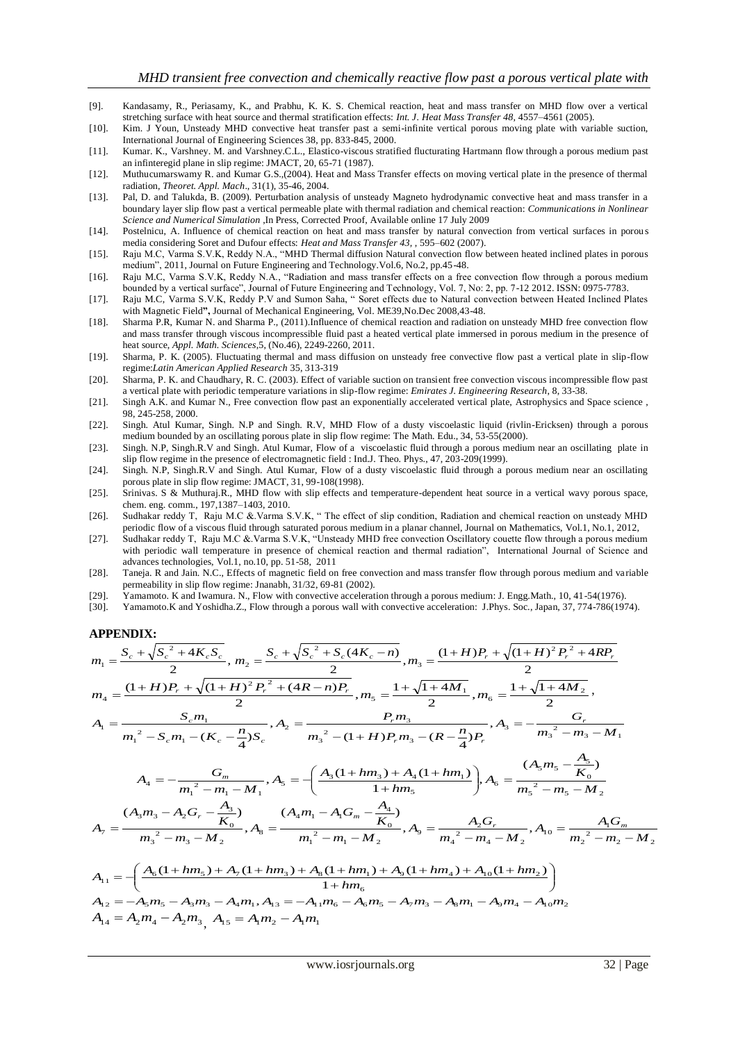[9]. Kandasamy, R., Periasamy, K., and Prabhu, K. K. S. Chemical reaction, heat and mass transfer on MHD flow over a vertical stretching surface with heat source and thermal stratification effects: *Int. J. Heat Mass Transfer 48*, 4557–4561 (2005).

[10]. Kim. J Youn, Unsteady MHD convective heat transfer past a semi-infinite vertical porous moving plate with variable suction, International Journal of Engineering Sciences 38, pp. 833-845, 2000.

[11]. Kumar. K., Varshney. M. and Varshney.C.L., Elastico-viscous stratified flucturating Hartmann flow through a porous medium past an infinteregid plane in slip regime: JMACT, 20, 65-71 (1987).

[12]. Muthucumarswamy R. and Kumar G.S.,(2004). Heat and Mass Transfer effects on moving vertical plate in the presence of thermal radiation, *Theoret. Appl. Mach*., 31(1), 35-46, 2004.

[13]. Pal, D. and Talukda, B. (2009). Perturbation analysis of unsteady Magneto hydrodynamic convective heat and mass transfer in a boundary layer slip flow past a vertical permeable plate with thermal radiation and chemical reaction: *Communications in Nonlinear Science and Numerical Simulation* ,In Press, Corrected Proof, Available online 17 July 2009

[14]. Postelnicu, A. Influence of chemical reaction on heat and mass transfer by natural convection from vertical surfaces in porous media considering Soret and Dufour effects: *Heat and Mass Transfer 43*, , 595–602 (2007).

[15]. Raju M.C, Varma S.V.K, Reddy N.A., "MHD Thermal diffusion Natural convection flow between heated inclined plates in porous medium", 2011, Journal on Future Engineering and Technology.Vol.6, No.2, pp.45-48.

[16]. Raju M.C, Varma S.V.K, Reddy N.A., "Radiation and mass transfer effects on a free convection flow through a porous medium bounded by a vertical surface", Journal of Future Engineering and Technology, Vol. 7, No: 2, pp. 7-12 2012. ISSN: 0975-7783.

[17]. Raju M.C, Varma S.V.K, Reddy P.V and Sumon Saha, " Soret effects due to Natural convection between Heated Inclined Plates with Magnetic Field**"**, Journal of Mechanical Engineering, Vol. ME39,No.Dec 2008,43-48.

[18]. Sharma P.R, Kumar N. and Sharma P., (2011).Influence of chemical reaction and radiation on unsteady MHD free convection flow and mass transfer through viscous incompressible fluid past a heated vertical plate immersed in porous medium in the presence of heat source, *Appl. Math. Sciences*,5, (No.46), 2249-2260, 2011.

[19]. Sharma, P. K. (2005). Fluctuating thermal and mass diffusion on unsteady free convective flow past a vertical plate in slip-flow regime:*Latin American Applied Research* 35, 313-319

[20]. Sharma, P. K. and Chaudhary, R. C. (2003). Effect of variable suction on transient free convection viscous incompressible flow past a vertical plate with periodic temperature variations in slip-flow regime: *Emirates J. Engineering Research*, 8, 33-38.

[21]. Singh A.K. and Kumar N., Free convection flow past an exponentially accelerated vertical plate, Astrophysics and Space science , 98, 245-258, 2000.

[22]. Singh. Atul Kumar, Singh. N.P and Singh. R.V, MHD Flow of a dusty viscoelastic liquid (rivlin-Ericksen) through a porous medium bounded by an oscillating porous plate in slip flow regime: The Math. Edu., 34, 53-55(2000).

[23]. Singh. N.P, Singh.R.V and Singh. Atul Kumar, Flow of a viscoelastic fluid through a porous medium near an oscillating plate in slip flow regime in the presence of electromagnetic field : Ind.J. Theo. Phys., 47, 203-209(1999).

[24]. Singh. N.P, Singh.R.V and Singh. Atul Kumar, Flow of a dusty viscoelastic fluid through a porous medium near an oscillating porous plate in slip flow regime: JMACT, 31, 99-108(1998).

[25]. Srinivas. S & Muthuraj.R., MHD flow with slip effects and temperature-dependent heat source in a vertical wavy porous space, chem. eng. comm., 197,1387–1403, 2010.

[26]. Sudhakar reddy T, Raju M.C &.Varma S.V.K, " The effect of slip condition, Radiation and chemical reaction on unsteady MHD periodic flow of a viscous fluid through saturated porous medium in a planar channel, Journal on Mathematics, Vol.1, No.1, 2012,

[27]. Sudhakar reddy T, Raju M.C &.Varma S.V.K, "Unsteady MHD free convection Oscillatory couette flow through a porous medium with periodic wall temperature in presence of chemical reaction and thermal radiation", International Journal of Science and advances technologies, Vol.1, no.10, pp. 51-58, 2011

[28]. Taneja. R and Jain. N.C., Effects of magnetic field on free convection and mass transfer flow through porous medium and variable permeability in slip flow regime: Jnanabh, 31/32, 69-81 (2002).

[29]. Yamamoto. K and Iwamura. N., Flow with convective acceleration through a porous medium: J. Engg.Math., 10, 41-54(1976).

[30]. Yamamoto.K and Yoshidha.Z., Flow through a porous wall with convective acceleration: J.Phys. Soc., Japan, 37, 774-786(1974).

## APPENDIX:

$$m_1 = \frac{S_c + \sqrt{S_c^{\,2} + 4K_c S_c}}{2},\; m_2 = \frac{S_c + \sqrt{S_c^{\,2} + S_c(4K_c - n)}}{2},\; m_3 = \frac{(1+H)P_r + \sqrt{(1+H)^2 P_r^{\,2} + 4RP_r}}{2}$$

$$m_4 = \frac{(1+H)P_r + \sqrt{(1+H)^2 P_r^{\,2} + (4R-n)P_r}}{2},\; m_5 = \frac{1+\sqrt{1+4M_1}}{2},\; m_6 = \frac{1+\sqrt{1+4M_2}}{2},$$

$$A_1 = \frac{S_c m_1}{m_1^{\,2} - S_c m_1 - (K_c - \frac{n}{4})S_c},\; A_2 = \frac{P_r m_3}{m_3^{\,2} - (1+H)P_r m_3 - (R - \frac{n}{4})P_r},\; A_3 = -\frac{G_r}{m_3^{\,2} - m_3 - M_1}$$

$$A_4 = -\frac{G_m}{m_1^{\,2} - m_1 - M_1},\; A_5 = -\left(\frac{A_3(1+hm_3) + A_4(1+hm_1)}{1+hm_5}\right),\; A_6 = \frac{(A_5 m_5 - \frac{A_5}{K_0})}{m_5^{\,2} - m_5 - M_2}$$

$$A_7 = \frac{(A_3 m_3 - A_2 G_r - \frac{A_3}{K_0})}{m_3^{\,2} - m_3 - M_2},\; A_8 = \frac{(A_4 m_1 - A_1 G_m - \frac{A_4}{K_0})}{m_1^{\,2} - m_1 - M_2},\; A_9 = \frac{A_2 G_r}{m_4^{\,2} - m_4 - M_2},\; A_{10} = \frac{A_1 G_m}{m_2^{\,2} - m_2 - M_2}$$

$$A_{11} = -\left(\frac{A_6(1+hm_5) + A_7(1+hm_3) + A_8(1+hm_1) + A_9(1+hm_4) + A_{10}(1+hm_2)}{1+hm_6}\right)$$

$$A_{12} = -A_5 m_5 - A_3 m_3 - A_4 m_1,\; A_{13} = -A_{11} m_6 - A_6 m_5 - A_7 m_3 - A_8 m_1 - A_9 m_4 - A_{10} m_2$$

$$A_{14} = A_2 m_4 - A_2 m_3,\; A_{15} = A_1 m_2 - A_1 m_1$$